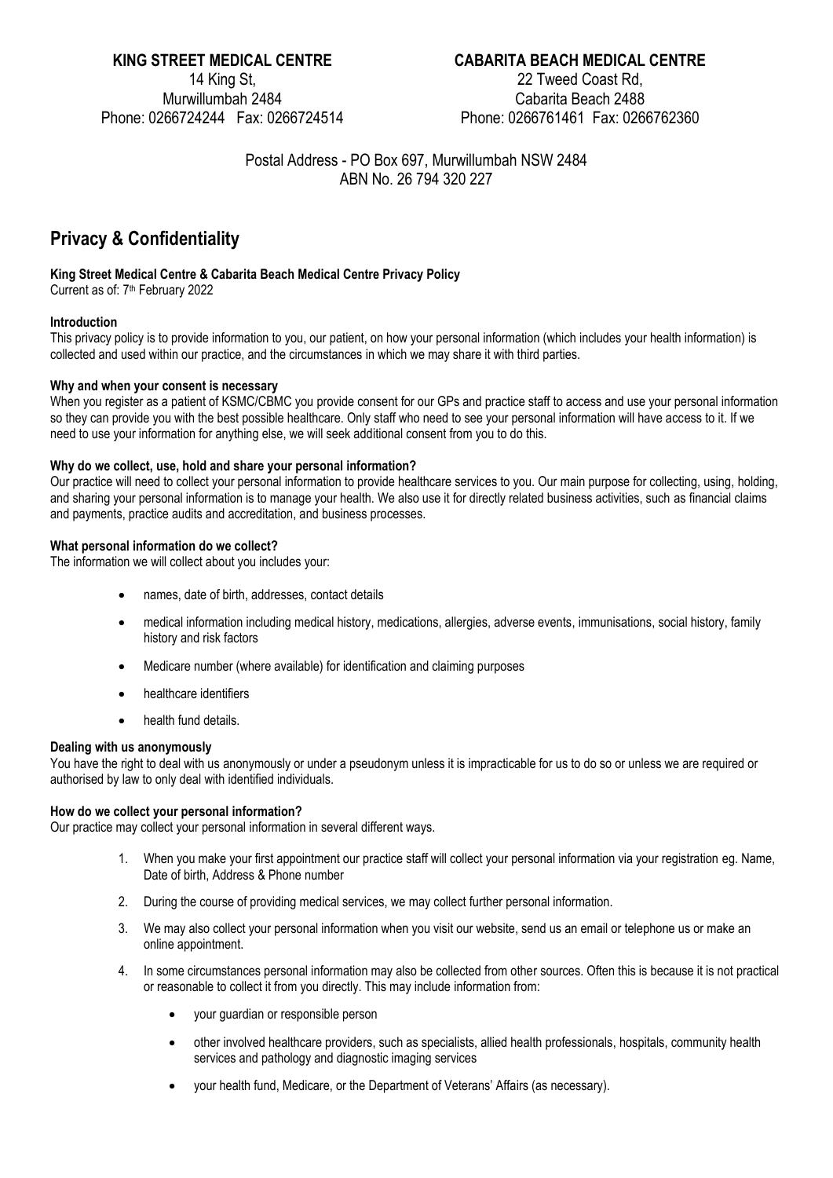**KING STREET MEDICAL CENTRE**
14 King St,
Murwillumbah 2484
Phone: 0266724244 Fax: 0266724514

**CABARITA BEACH MEDICAL CENTRE**
22 Tweed Coast Rd,
Cabarita Beach 2488
Phone: 0266761461 Fax: 0266762360

Postal Address - PO Box 697, Murwillumbah NSW 2484
ABN No. 26 794 320 227

# Privacy & Confidentiality

**King Street Medical Centre & Cabarita Beach Medical Centre Privacy Policy**

Current as of: 7th February 2022

**Introduction**

This privacy policy is to provide information to you, our patient, on how your personal information (which includes your health information) is collected and used within our practice, and the circumstances in which we may share it with third parties.

**Why and when your consent is necessary**

When you register as a patient of KSMC/CBMC you provide consent for our GPs and practice staff to access and use your personal information so they can provide you with the best possible healthcare. Only staff who need to see your personal information will have access to it. If we need to use your information for anything else, we will seek additional consent from you to do this.

**Why do we collect, use, hold and share your personal information?**

Our practice will need to collect your personal information to provide healthcare services to you. Our main purpose for collecting, using, holding, and sharing your personal information is to manage your health. We also use it for directly related business activities, such as financial claims and payments, practice audits and accreditation, and business processes.

**What personal information do we collect?**

The information we will collect about you includes your:

- names, date of birth, addresses, contact details
- medical information including medical history, medications, allergies, adverse events, immunisations, social history, family history and risk factors
- Medicare number (where available) for identification and claiming purposes
- healthcare identifiers
- health fund details.

**Dealing with us anonymously**

You have the right to deal with us anonymously or under a pseudonym unless it is impracticable for us to do so or unless we are required or authorised by law to only deal with identified individuals.

**How do we collect your personal information?**

Our practice may collect your personal information in several different ways.

1. When you make your first appointment our practice staff will collect your personal information via your registration eg. Name, Date of birth, Address & Phone number
2. During the course of providing medical services, we may collect further personal information.
3. We may also collect your personal information when you visit our website, send us an email or telephone us or make an online appointment.
4. In some circumstances personal information may also be collected from other sources. Often this is because it is not practical or reasonable to collect it from you directly. This may include information from:
   - your guardian or responsible person
   - other involved healthcare providers, such as specialists, allied health professionals, hospitals, community health services and pathology and diagnostic imaging services
   - your health fund, Medicare, or the Department of Veterans' Affairs (as necessary).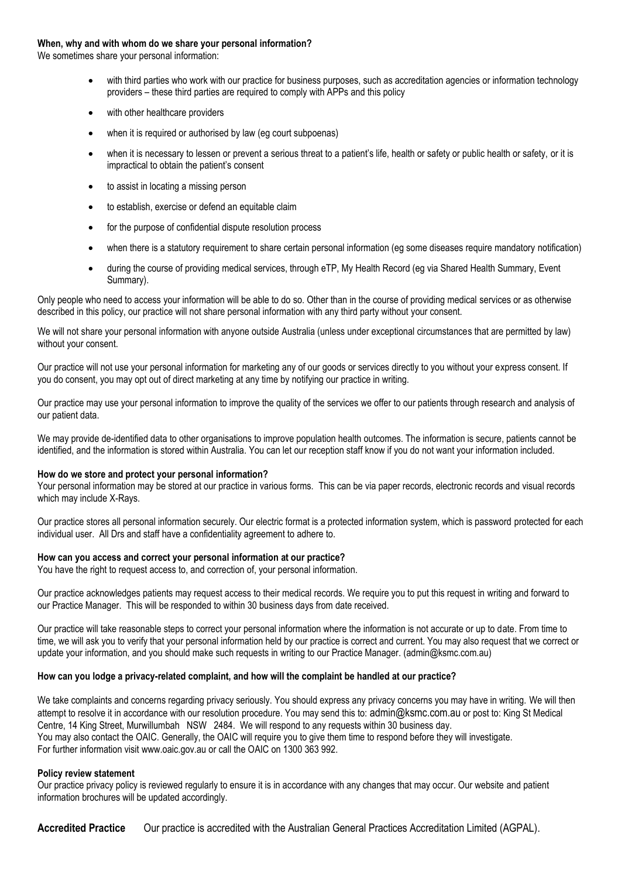**When, why and with whom do we share your personal information?**

We sometimes share your personal information:

- with third parties who work with our practice for business purposes, such as accreditation agencies or information technology providers – these third parties are required to comply with APPs and this policy
- with other healthcare providers
- when it is required or authorised by law (eg court subpoenas)
- when it is necessary to lessen or prevent a serious threat to a patient's life, health or safety or public health or safety, or it is impractical to obtain the patient's consent
- to assist in locating a missing person
- to establish, exercise or defend an equitable claim
- for the purpose of confidential dispute resolution process
- when there is a statutory requirement to share certain personal information (eg some diseases require mandatory notification)
- during the course of providing medical services, through eTP, My Health Record (eg via Shared Health Summary, Event Summary).

Only people who need to access your information will be able to do so. Other than in the course of providing medical services or as otherwise described in this policy, our practice will not share personal information with any third party without your consent.

We will not share your personal information with anyone outside Australia (unless under exceptional circumstances that are permitted by law) without your consent.

Our practice will not use your personal information for marketing any of our goods or services directly to you without your express consent. If you do consent, you may opt out of direct marketing at any time by notifying our practice in writing.

Our practice may use your personal information to improve the quality of the services we offer to our patients through research and analysis of our patient data.

We may provide de-identified data to other organisations to improve population health outcomes. The information is secure, patients cannot be identified, and the information is stored within Australia. You can let our reception staff know if you do not want your information included.

**How do we store and protect your personal information?**

Your personal information may be stored at our practice in various forms. This can be via paper records, electronic records and visual records which may include X-Rays.

Our practice stores all personal information securely. Our electric format is a protected information system, which is password protected for each individual user. All Drs and staff have a confidentiality agreement to adhere to.

**How can you access and correct your personal information at our practice?**

You have the right to request access to, and correction of, your personal information.

Our practice acknowledges patients may request access to their medical records. We require you to put this request in writing and forward to our Practice Manager. This will be responded to within 30 business days from date received.

Our practice will take reasonable steps to correct your personal information where the information is not accurate or up to date. From time to time, we will ask you to verify that your personal information held by our practice is correct and current. You may also request that we correct or update your information, and you should make such requests in writing to our Practice Manager. (admin@ksmc.com.au)

**How can you lodge a privacy-related complaint, and how will the complaint be handled at our practice?**

We take complaints and concerns regarding privacy seriously. You should express any privacy concerns you may have in writing. We will then attempt to resolve it in accordance with our resolution procedure. You may send this to: admin@ksmc.com.au or post to: King St Medical Centre, 14 King Street, Murwillumbah NSW 2484. We will respond to any requests within 30 business day.
You may also contact the OAIC. Generally, the OAIC will require you to give them time to respond before they will investigate.
For further information visit www.oaic.gov.au or call the OAIC on 1300 363 992.

**Policy review statement**

Our practice privacy policy is reviewed regularly to ensure it is in accordance with any changes that may occur. Our website and patient information brochures will be updated accordingly.

**Accredited Practice** Our practice is accredited with the Australian General Practices Accreditation Limited (AGPAL).